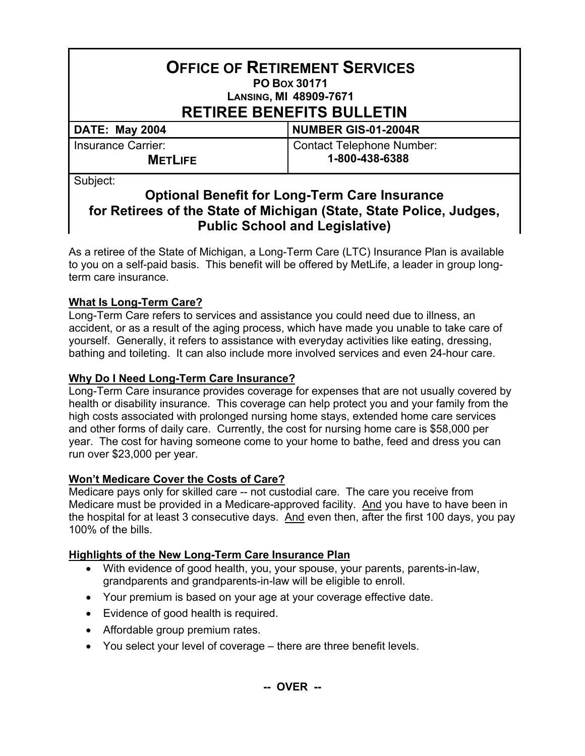# OFFICE OF RETIREMENT SERVICES

**PO BOX 30171**

**LANSING, MI 48909-7671**

# RETIREE BENEFITS BULLETIN

| DATE: May 2004 | NUMBER GIS-01-2004R |
|---|---|
| Insurance Carrier: **METLIFE** | Contact Telephone Number: **1-800-438-6388** |

Subject:

## Optional Benefit for Long-Term Care Insurance for Retirees of the State of Michigan (State, State Police, Judges, Public School and Legislative)

As a retiree of the State of Michigan, a Long-Term Care (LTC) Insurance Plan is available to you on a self-paid basis. This benefit will be offered by MetLife, a leader in group long-term care insurance.

### What Is Long-Term Care?

Long-Term Care refers to services and assistance you could need due to illness, an accident, or as a result of the aging process, which have made you unable to take care of yourself. Generally, it refers to assistance with everyday activities like eating, dressing, bathing and toileting. It can also include more involved services and even 24-hour care.

### Why Do I Need Long-Term Care Insurance?

Long-Term Care insurance provides coverage for expenses that are not usually covered by health or disability insurance. This coverage can help protect you and your family from the high costs associated with prolonged nursing home stays, extended home care services and other forms of daily care. Currently, the cost for nursing home care is $58,000 per year. The cost for having someone come to your home to bathe, feed and dress you can run over $23,000 per year.

### Won't Medicare Cover the Costs of Care?

Medicare pays only for skilled care -- not custodial care. The care you receive from Medicare must be provided in a Medicare-approved facility. And you have to have been in the hospital for at least 3 consecutive days. And even then, after the first 100 days, you pay 100% of the bills.

### Highlights of the New Long-Term Care Insurance Plan

- With evidence of good health, you, your spouse, your parents, parents-in-law, grandparents and grandparents-in-law will be eligible to enroll.
- Your premium is based on your age at your coverage effective date.
- Evidence of good health is required.
- Affordable group premium rates.
- You select your level of coverage – there are three benefit levels.

**-- OVER --**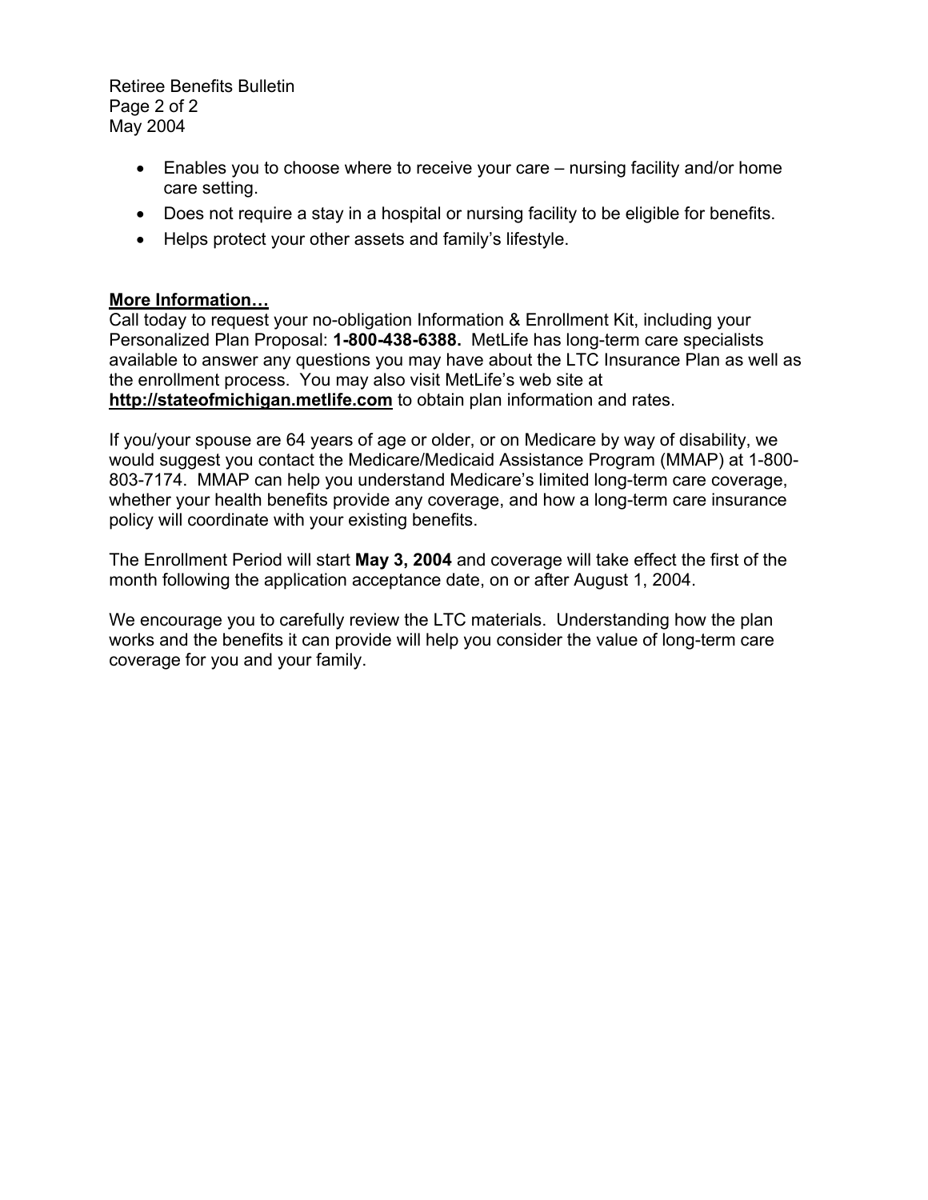- Enables you to choose where to receive your care – nursing facility and/or home care setting.
- Does not require a stay in a hospital or nursing facility to be eligible for benefits.
- Helps protect your other assets and family's lifestyle.

**More Information…**

Call today to request your no-obligation Information & Enrollment Kit, including your Personalized Plan Proposal: **1-800-438-6388.** MetLife has long-term care specialists available to answer any questions you may have about the LTC Insurance Plan as well as the enrollment process. You may also visit MetLife's web site at **http://stateofmichigan.metlife.com** to obtain plan information and rates.

If you/your spouse are 64 years of age or older, or on Medicare by way of disability, we would suggest you contact the Medicare/Medicaid Assistance Program (MMAP) at 1-800-803-7174. MMAP can help you understand Medicare's limited long-term care coverage, whether your health benefits provide any coverage, and how a long-term care insurance policy will coordinate with your existing benefits.

The Enrollment Period will start **May 3, 2004** and coverage will take effect the first of the month following the application acceptance date, on or after August 1, 2004.

We encourage you to carefully review the LTC materials. Understanding how the plan works and the benefits it can provide will help you consider the value of long-term care coverage for you and your family.